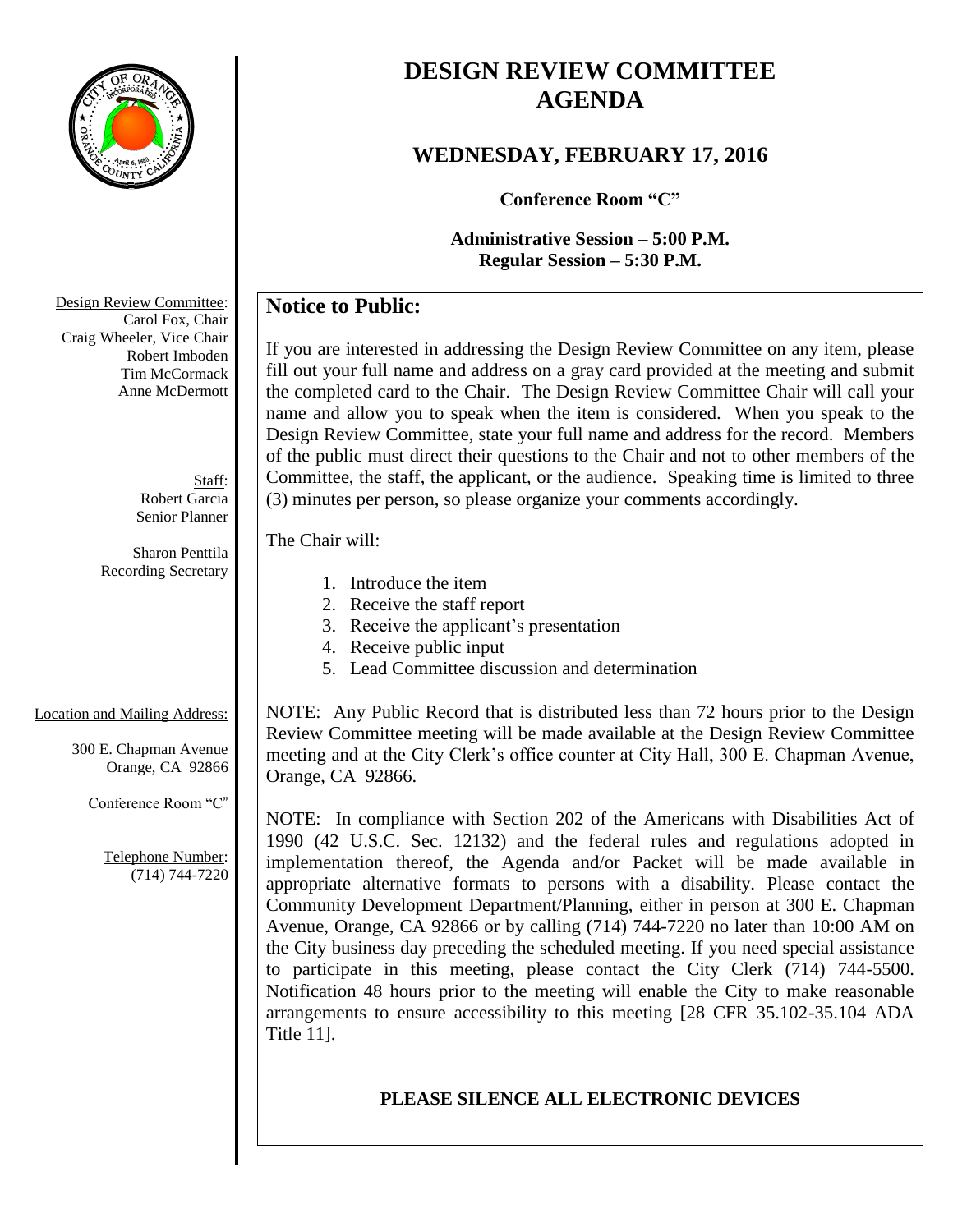# DESIGN REVIEW COMMITTEE AGENDA

## WEDNESDAY, FEBRUARY 17, 2016

**Conference Room "C"**

**Administrative Session – 5:00 P.M.**
**Regular Session – 5:30 P.M.**

Design Review Committee:
Carol Fox, Chair
Craig Wheeler, Vice Chair
Robert Imboden
Tim McCormack
Anne McDermott

Staff:
Robert Garcia
Senior Planner

Sharon Penttila
Recording Secretary

Location and Mailing Address:

300 E. Chapman Avenue
Orange, CA 92866

Conference Room "C"

Telephone Number:
(714) 744-7220

## Notice to Public:

If you are interested in addressing the Design Review Committee on any item, please fill out your full name and address on a gray card provided at the meeting and submit the completed card to the Chair. The Design Review Committee Chair will call your name and allow you to speak when the item is considered. When you speak to the Design Review Committee, state your full name and address for the record. Members of the public must direct their questions to the Chair and not to other members of the Committee, the staff, the applicant, or the audience. Speaking time is limited to three (3) minutes per person, so please organize your comments accordingly.

The Chair will:

1. Introduce the item
2. Receive the staff report
3. Receive the applicant's presentation
4. Receive public input
5. Lead Committee discussion and determination

NOTE: Any Public Record that is distributed less than 72 hours prior to the Design Review Committee meeting will be made available at the Design Review Committee meeting and at the City Clerk's office counter at City Hall, 300 E. Chapman Avenue, Orange, CA 92866.

NOTE: In compliance with Section 202 of the Americans with Disabilities Act of 1990 (42 U.S.C. Sec. 12132) and the federal rules and regulations adopted in implementation thereof, the Agenda and/or Packet will be made available in appropriate alternative formats to persons with a disability. Please contact the Community Development Department/Planning, either in person at 300 E. Chapman Avenue, Orange, CA 92866 or by calling (714) 744-7220 no later than 10:00 AM on the City business day preceding the scheduled meeting. If you need special assistance to participate in this meeting, please contact the City Clerk (714) 744-5500. Notification 48 hours prior to the meeting will enable the City to make reasonable arrangements to ensure accessibility to this meeting [28 CFR 35.102-35.104 ADA Title 11].

**PLEASE SILENCE ALL ELECTRONIC DEVICES**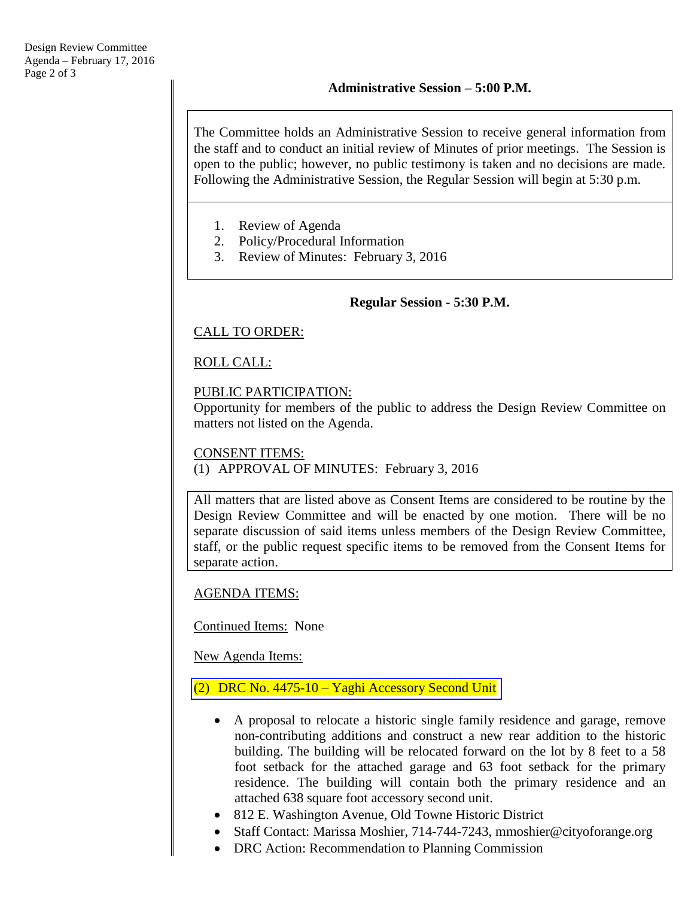### Administrative Session – 5:00 P.M.

The Committee holds an Administrative Session to receive general information from the staff and to conduct an initial review of Minutes of prior meetings. The Session is open to the public; however, no public testimony is taken and no decisions are made. Following the Administrative Session, the Regular Session will begin at 5:30 p.m.

1. Review of Agenda
2. Policy/Procedural Information
3. Review of Minutes: February 3, 2016

### Regular Session - 5:30 P.M.

CALL TO ORDER:

ROLL CALL:

PUBLIC PARTICIPATION:
Opportunity for members of the public to address the Design Review Committee on matters not listed on the Agenda.

CONSENT ITEMS:
(1) APPROVAL OF MINUTES: February 3, 2016

All matters that are listed above as Consent Items are considered to be routine by the Design Review Committee and will be enacted by one motion. There will be no separate discussion of said items unless members of the Design Review Committee, staff, or the public request specific items to be removed from the Consent Items for separate action.

AGENDA ITEMS:

Continued Items: None

New Agenda Items:

(2) DRC No. 4475-10 – Yaghi Accessory Second Unit

- A proposal to relocate a historic single family residence and garage, remove non-contributing additions and construct a new rear addition to the historic building. The building will be relocated forward on the lot by 8 feet to a 58 foot setback for the attached garage and 63 foot setback for the primary residence. The building will contain both the primary residence and an attached 638 square foot accessory second unit.
- 812 E. Washington Avenue, Old Towne Historic District
- Staff Contact: Marissa Moshier, 714-744-7243, mmoshier@cityoforange.org
- DRC Action: Recommendation to Planning Commission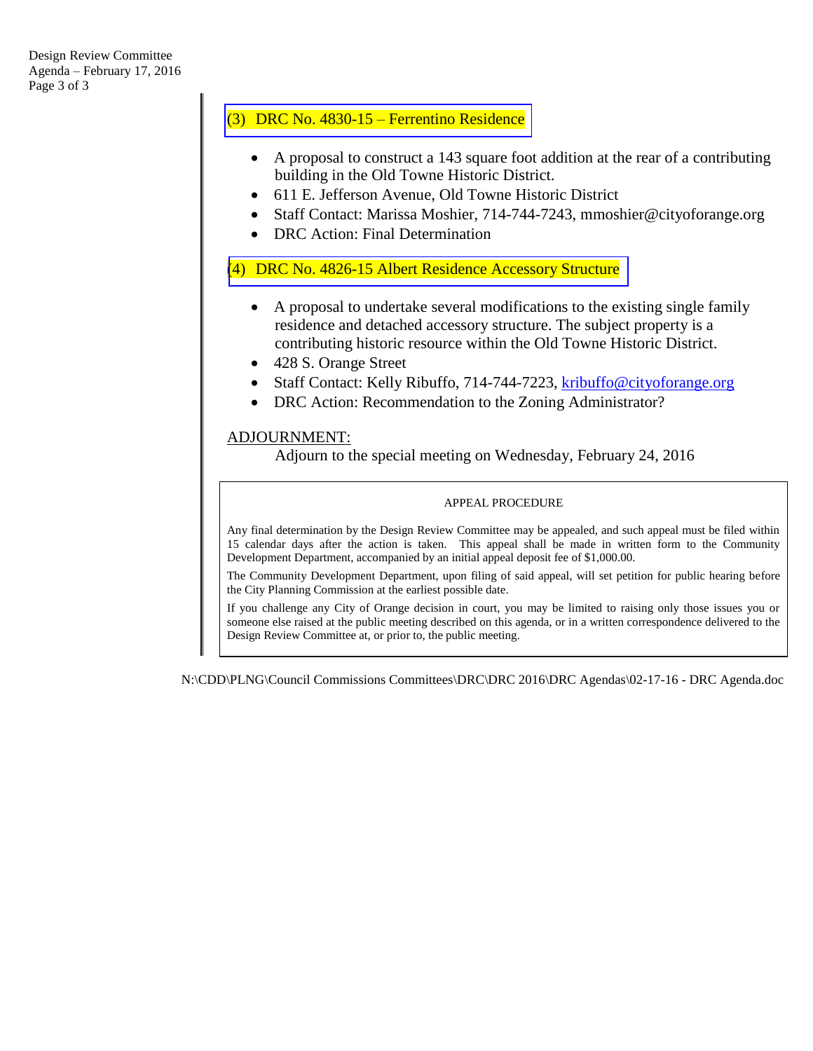### (3) DRC No. 4830-15 – Ferrentino Residence

- A proposal to construct a 143 square foot addition at the rear of a contributing building in the Old Towne Historic District.
- 611 E. Jefferson Avenue, Old Towne Historic District
- Staff Contact: Marissa Moshier, 714-744-7243, mmoshier@cityoforange.org
- DRC Action: Final Determination

### (4) DRC No. 4826-15 Albert Residence Accessory Structure

- A proposal to undertake several modifications to the existing single family residence and detached accessory structure. The subject property is a contributing historic resource within the Old Towne Historic District.
- 428 S. Orange Street
- Staff Contact: Kelly Ribuffo, 714-744-7223, kribuffo@cityoforange.org
- DRC Action: Recommendation to the Zoning Administrator?

## ADJOURNMENT:

Adjourn to the special meeting on Wednesday, February 24, 2016

---

APPEAL PROCEDURE

Any final determination by the Design Review Committee may be appealed, and such appeal must be filed within 15 calendar days after the action is taken. This appeal shall be made in written form to the Community Development Department, accompanied by an initial appeal deposit fee of $1,000.00.

The Community Development Department, upon filing of said appeal, will set petition for public hearing before the City Planning Commission at the earliest possible date.

If you challenge any City of Orange decision in court, you may be limited to raising only those issues you or someone else raised at the public meeting described on this agenda, or in a written correspondence delivered to the Design Review Committee at, or prior to, the public meeting.

---

N:\CDD\PLNG\Council Commissions Committees\DRC\DRC 2016\DRC Agendas\02-17-16 - DRC Agenda.doc